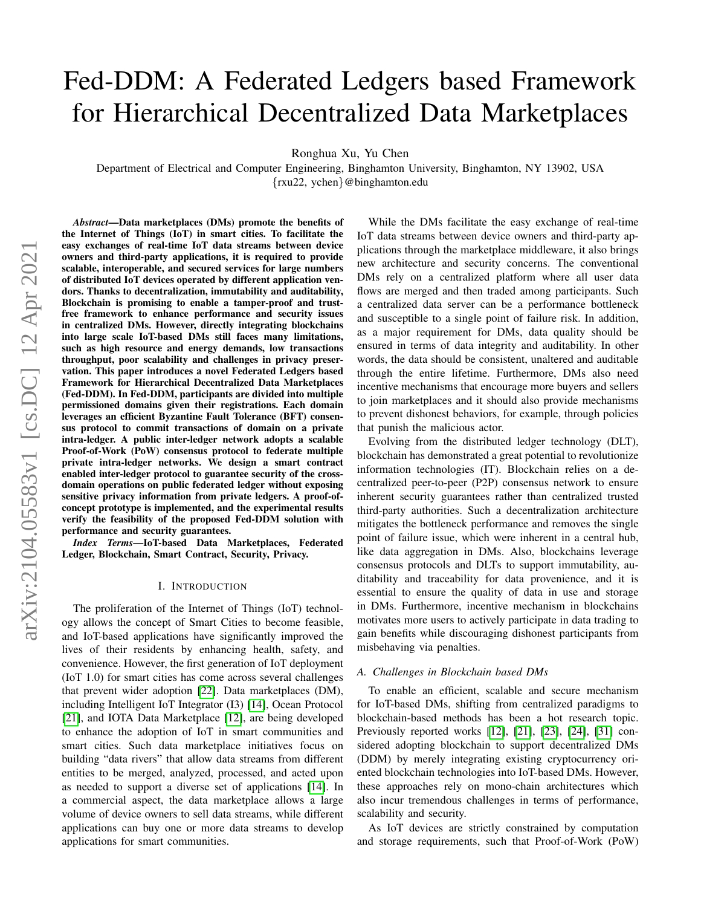# Fed-DDM: A Federated Ledgers based Framework for Hierarchical Decentralized Data Marketplaces

Ronghua Xu, Yu Chen

Department of Electrical and Computer Engineering, Binghamton University, Binghamton, NY 13902, USA

{rxu22, ychen}@binghamton.edu

***Abstract*—Data marketplaces (DMs) promote the benefits of the Internet of Things (IoT) in smart cities. To facilitate the easy exchanges of real-time IoT data streams between device owners and third-party applications, it is required to provide scalable, interoperable, and secured services for large numbers of distributed IoT devices operated by different application vendors. Thanks to decentralization, immutability and auditability, Blockchain is promising to enable a tamper-proof and trust-free framework to enhance performance and security issues in centralized DMs. However, directly integrating blockchains into large scale IoT-based DMs still faces many limitations, such as high resource and energy demands, low transactions throughput, poor scalability and challenges in privacy preservation. This paper introduces a novel Federated Ledgers based Framework for Hierarchical Decentralized Data Marketplaces (Fed-DDM). In Fed-DDM, participants are divided into multiple permissioned domains given their registrations. Each domain leverages an efficient Byzantine Fault Tolerance (BFT) consensus protocol to commit transactions of domain on a private intra-ledger. A public inter-ledger network adopts a scalable Proof-of-Work (PoW) consensus protocol to federate multiple private intra-ledger networks. We design a smart contract enabled inter-ledger protocol to guarantee security of the cross-domain operations on public federated ledger without exposing sensitive privacy information from private ledgers. A proof-of-concept prototype is implemented, and the experimental results verify the feasibility of the proposed Fed-DDM solution with performance and security guarantees.**

***Index Terms*—IoT-based Data Marketplaces, Federated Ledger, Blockchain, Smart Contract, Security, Privacy.**

## I. Introduction

The proliferation of the Internet of Things (IoT) technology allows the concept of Smart Cities to become feasible, and IoT-based applications have significantly improved the lives of their residents by enhancing health, safety, and convenience. However, the first generation of IoT deployment (IoT 1.0) for smart cities has come across several challenges that prevent wider adoption [22]. Data marketplaces (DM), including Intelligent IoT Integrator (I3) [14], Ocean Protocol [21], and IOTA Data Marketplace [12], are being developed to enhance the adoption of IoT in smart communities and smart cities. Such data marketplace initiatives focus on building "data rivers" that allow data streams from different entities to be merged, analyzed, processed, and acted upon as needed to support a diverse set of applications [14]. In a commercial aspect, the data marketplace allows a large volume of device owners to sell data streams, while different applications can buy one or more data streams to develop applications for smart communities.

While the DMs facilitate the easy exchange of real-time IoT data streams between device owners and third-party applications through the marketplace middleware, it also brings new architecture and security concerns. The conventional DMs rely on a centralized platform where all user data flows are merged and then traded among participants. Such a centralized data server can be a performance bottleneck and susceptible to a single point of failure risk. In addition, as a major requirement for DMs, data quality should be ensured in terms of data integrity and auditability. In other words, the data should be consistent, unaltered and auditable through the entire lifetime. Furthermore, DMs also need incentive mechanisms that encourage more buyers and sellers to join marketplaces and it should also provide mechanisms to prevent dishonest behaviors, for example, through policies that punish the malicious actor.

Evolving from the distributed ledger technology (DLT), blockchain has demonstrated a great potential to revolutionize information technologies (IT). Blockchain relies on a decentralized peer-to-peer (P2P) consensus network to ensure inherent security guarantees rather than centralized trusted third-party authorities. Such a decentralization architecture mitigates the bottleneck performance and removes the single point of failure issue, which were inherent in a central hub, like data aggregation in DMs. Also, blockchains leverage consensus protocols and DLTs to support immutability, auditability and traceability for data provenience, and it is essential to ensure the quality of data in use and storage in DMs. Furthermore, incentive mechanism in blockchains motivates more users to actively participate in data trading to gain benefits while discouraging dishonest participants from misbehaving via penalties.

### A. Challenges in Blockchain based DMs

To enable an efficient, scalable and secure mechanism for IoT-based DMs, shifting from centralized paradigms to blockchain-based methods has been a hot research topic. Previously reported works [12], [21], [23], [24], [31] considered adopting blockchain to support decentralized DMs (DDM) by merely integrating existing cryptocurrency oriented blockchain technologies into IoT-based DMs. However, these approaches rely on mono-chain architectures which also incur tremendous challenges in terms of performance, scalability and security.

As IoT devices are strictly constrained by computation and storage requirements, such that Proof-of-Work (PoW)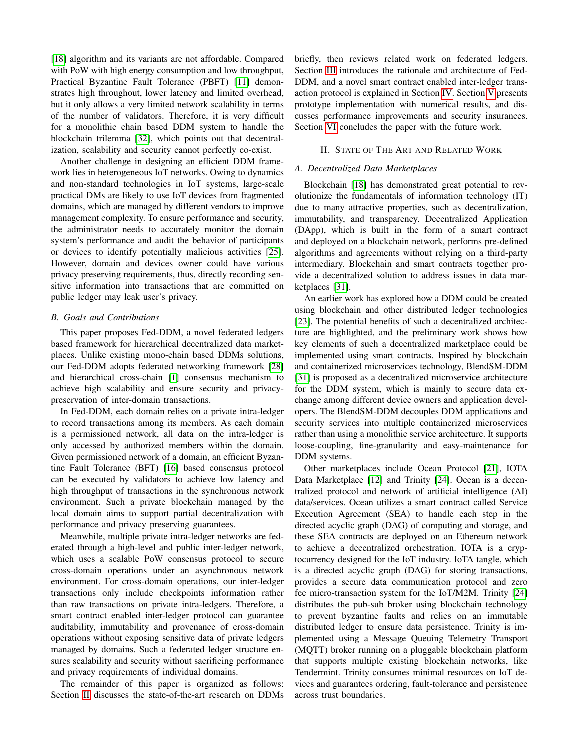[18] algorithm and its variants are not affordable. Compared with PoW with high energy consumption and low throughput, Practical Byzantine Fault Tolerance (PBFT) [11] demonstrates high throughout, lower latency and limited overhead, but it only allows a very limited network scalability in terms of the number of validators. Therefore, it is very difficult for a monolithic chain based DDM system to handle the blockchain trilemma [32], which points out that decentralization, scalability and security cannot perfectly co-exist.

Another challenge in designing an efficient DDM framework lies in heterogeneous IoT networks. Owing to dynamics and non-standard technologies in IoT systems, large-scale practical DMs are likely to use IoT devices from fragmented domains, which are managed by different vendors to improve management complexity. To ensure performance and security, the administrator needs to accurately monitor the domain system's performance and audit the behavior of participants or devices to identify potentially malicious activities [25]. However, domain and devices owner could have various privacy preserving requirements, thus, directly recording sensitive information into transactions that are committed on public ledger may leak user's privacy.

### B. Goals and Contributions

This paper proposes Fed-DDM, a novel federated ledgers based framework for hierarchical decentralized data marketplaces. Unlike existing mono-chain based DDMs solutions, our Fed-DDM adopts federated networking framework [28] and hierarchical cross-chain [1] consensus mechanism to achieve high scalability and ensure security and privacy-preservation of inter-domain transactions.

In Fed-DDM, each domain relies on a private intra-ledger to record transactions among its members. As each domain is a permissioned network, all data on the intra-ledger is only accessed by authorized members within the domain. Given permissioned network of a domain, an efficient Byzantine Fault Tolerance (BFT) [16] based consensus protocol can be executed by validators to achieve low latency and high throughput of transactions in the synchronous network environment. Such a private blockchain managed by the local domain aims to support partial decentralization with performance and privacy preserving guarantees.

Meanwhile, multiple private intra-ledger networks are federated through a high-level and public inter-ledger network, which uses a scalable PoW consensus protocol to secure cross-domain operations under an asynchronous network environment. For cross-domain operations, our inter-ledger transactions only include checkpoints information rather than raw transactions on private intra-ledgers. Therefore, a smart contract enabled inter-ledger protocol can guarantee auditability, immutability and provenance of cross-domain operations without exposing sensitive data of private ledgers managed by domains. Such a federated ledger structure ensures scalability and security without sacrificing performance and privacy requirements of individual domains.

The remainder of this paper is organized as follows: Section II discusses the state-of-the-art research on DDMs briefly, then reviews related work on federated ledgers. Section III introduces the rationale and architecture of Fed-DDM, and a novel smart contract enabled inter-ledger transaction protocol is explained in Section IV. Section V presents prototype implementation with numerical results, and discusses performance improvements and security insurances. Section VI concludes the paper with the future work.

## II. State of The Art and Related Work

### A. Decentralized Data Marketplaces

Blockchain [18] has demonstrated great potential to revolutionize the fundamentals of information technology (IT) due to many attractive properties, such as decentralization, immutability, and transparency. Decentralized Application (DApp), which is built in the form of a smart contract and deployed on a blockchain network, performs pre-defined algorithms and agreements without relying on a third-party intermediary. Blockchain and smart contracts together provide a decentralized solution to address issues in data marketplaces [31].

An earlier work has explored how a DDM could be created using blockchain and other distributed ledger technologies [23]. The potential benefits of such a decentralized architecture are highlighted, and the preliminary work shows how key elements of such a decentralized marketplace could be implemented using smart contracts. Inspired by blockchain and containerized microservices technology, BlendSM-DDM [31] is proposed as a decentralized microservice architecture for the DDM system, which is mainly to secure data exchange among different device owners and application developers. The BlendSM-DDM decouples DDM applications and security services into multiple containerized microservices rather than using a monolithic service architecture. It supports loose-coupling, fine-granularity and easy-maintenance for DDM systems.

Other marketplaces include Ocean Protocol [21], IOTA Data Marketplace [12] and Trinity [24]. Ocean is a decentralized protocol and network of artificial intelligence (AI) data/services. Ocean utilizes a smart contract called Service Execution Agreement (SEA) to handle each step in the directed acyclic graph (DAG) of computing and storage, and these SEA contracts are deployed on an Ethereum network to achieve a decentralized orchestration. IOTA is a cryptocurrency designed for the IoT industry. IoTA tangle, which is a directed acyclic graph (DAG) for storing transactions, provides a secure data communication protocol and zero fee micro-transaction system for the IoT/M2M. Trinity [24] distributes the pub-sub broker using blockchain technology to prevent byzantine faults and relies on an immutable distributed ledger to ensure data persistence. Trinity is implemented using a Message Queuing Telemetry Transport (MQTT) broker running on a pluggable blockchain platform that supports multiple existing blockchain networks, like Tendermint. Trinity consumes minimal resources on IoT devices and guarantees ordering, fault-tolerance and persistence across trust boundaries.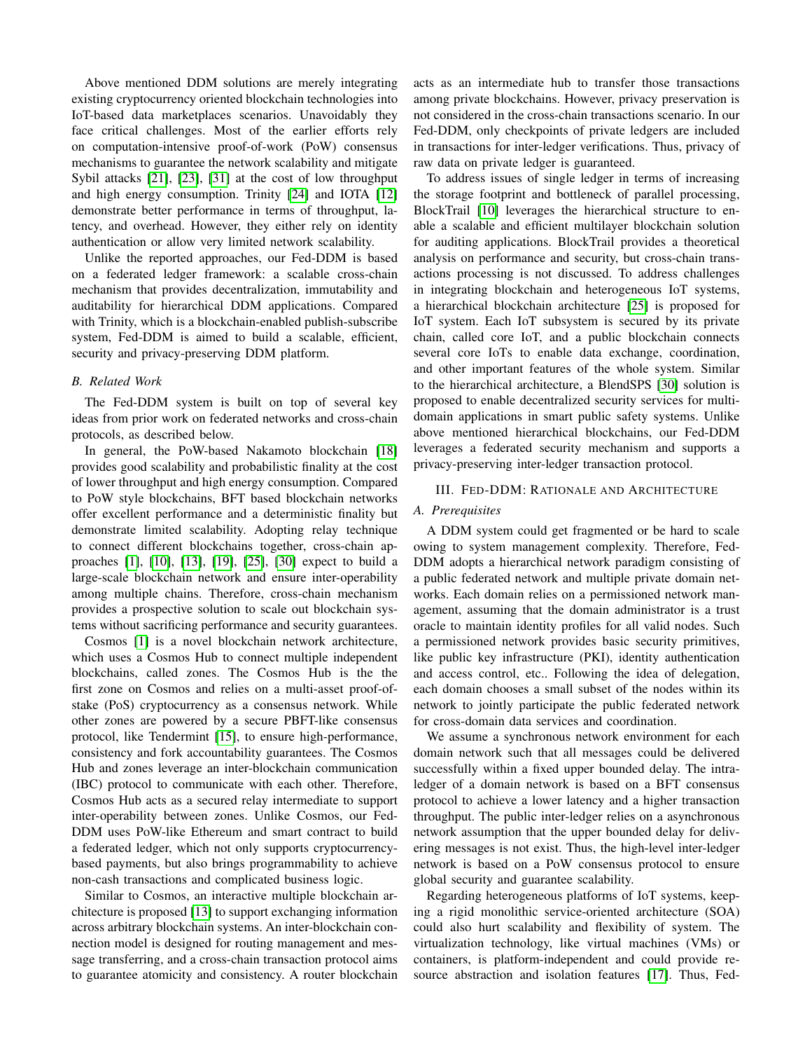Above mentioned DDM solutions are merely integrating existing cryptocurrency oriented blockchain technologies into IoT-based data marketplaces scenarios. Unavoidably they face critical challenges. Most of the earlier efforts rely on computation-intensive proof-of-work (PoW) consensus mechanisms to guarantee the network scalability and mitigate Sybil attacks [21], [23], [31] at the cost of low throughput and high energy consumption. Trinity [24] and IOTA [12] demonstrate better performance in terms of throughput, latency, and overhead. However, they either rely on identity authentication or allow very limited network scalability.

Unlike the reported approaches, our Fed-DDM is based on a federated ledger framework: a scalable cross-chain mechanism that provides decentralization, immutability and auditability for hierarchical DDM applications. Compared with Trinity, which is a blockchain-enabled publish-subscribe system, Fed-DDM is aimed to build a scalable, efficient, security and privacy-preserving DDM platform.

### B. Related Work

The Fed-DDM system is built on top of several key ideas from prior work on federated networks and cross-chain protocols, as described below.

In general, the PoW-based Nakamoto blockchain [18] provides good scalability and probabilistic finality at the cost of lower throughput and high energy consumption. Compared to PoW style blockchains, BFT based blockchain networks offer excellent performance and a deterministic finality but demonstrate limited scalability. Adopting relay technique to connect different blockchains together, cross-chain approaches [1], [10], [13], [19], [25], [30] expect to build a large-scale blockchain network and ensure inter-operability among multiple chains. Therefore, cross-chain mechanism provides a prospective solution to scale out blockchain systems without sacrificing performance and security guarantees.

Cosmos [1] is a novel blockchain network architecture, which uses a Cosmos Hub to connect multiple independent blockchains, called zones. The Cosmos Hub is the first zone on Cosmos and relies on a multi-asset proof-of-stake (PoS) cryptocurrency as a consensus network. While other zones are powered by a secure PBFT-like consensus protocol, like Tendermint [15], to ensure high-performance, consistency and fork accountability guarantees. The Cosmos Hub and zones leverage an inter-blockchain communication (IBC) protocol to communicate with each other. Therefore, Cosmos Hub acts as a secured relay intermediate to support inter-operability between zones. Unlike Cosmos, our Fed-DDM uses PoW-like Ethereum and smart contract to build a federated ledger, which not only supports cryptocurrency-based payments, but also brings programmability to achieve non-cash transactions and complicated business logic.

Similar to Cosmos, an interactive multiple blockchain architecture is proposed [13] to support exchanging information across arbitrary blockchain systems. An inter-blockchain connection model is designed for routing management and message transferring, and a cross-chain transaction protocol aims to guarantee atomicity and consistency. A router blockchain acts as an intermediate hub to transfer those transactions among private blockchains. However, privacy preservation is not considered in the cross-chain transactions scenario. In our Fed-DDM, only checkpoints of private ledgers are included in transactions for inter-ledger verifications. Thus, privacy of raw data on private ledger is guaranteed.

To address issues of single ledger in terms of increasing the storage footprint and bottleneck of parallel processing, BlockTrail [10] leverages the hierarchical structure to enable a scalable and efficient multilayer blockchain solution for auditing applications. BlockTrail provides a theoretical analysis on performance and security, but cross-chain transactions processing is not discussed. To address challenges in integrating blockchain and heterogeneous IoT systems, a hierarchical blockchain architecture [25] is proposed for IoT system. Each IoT subsystem is secured by its private chain, called core IoT, and a public blockchain connects several core IoTs to enable data exchange, coordination, and other important features of the whole system. Similar to the hierarchical architecture, a BlendSPS [30] solution is proposed to enable decentralized security services for multi-domain applications in smart public safety systems. Unlike above mentioned hierarchical blockchains, our Fed-DDM leverages a federated security mechanism and supports a privacy-preserving inter-ledger transaction protocol.

## III. Fed-DDM: Rationale and Architecture

### A. Prerequisites

A DDM system could get fragmented or be hard to scale owing to system management complexity. Therefore, Fed-DDM adopts a hierarchical network paradigm consisting of a public federated network and multiple private domain networks. Each domain relies on a permissioned network management, assuming that the domain administrator is a trust oracle to maintain identity profiles for all valid nodes. Such a permissioned network provides basic security primitives, like public key infrastructure (PKI), identity authentication and access control, etc.. Following the idea of delegation, each domain chooses a small subset of the nodes within its network to jointly participate the public federated network for cross-domain data services and coordination.

We assume a synchronous network environment for each domain network such that all messages could be delivered successfully within a fixed upper bounded delay. The intra-ledger of a domain network is based on a BFT consensus protocol to achieve a lower latency and a higher transaction throughput. The public inter-ledger relies on a asynchronous network assumption that the upper bounded delay for delivering messages is not exist. Thus, the high-level inter-ledger network is based on a PoW consensus protocol to ensure global security and guarantee scalability.

Regarding heterogeneous platforms of IoT systems, keeping a rigid monolithic service-oriented architecture (SOA) could also hurt scalability and flexibility of system. The virtualization technology, like virtual machines (VMs) or containers, is platform-independent and could provide resource abstraction and isolation features [17]. Thus, Fed-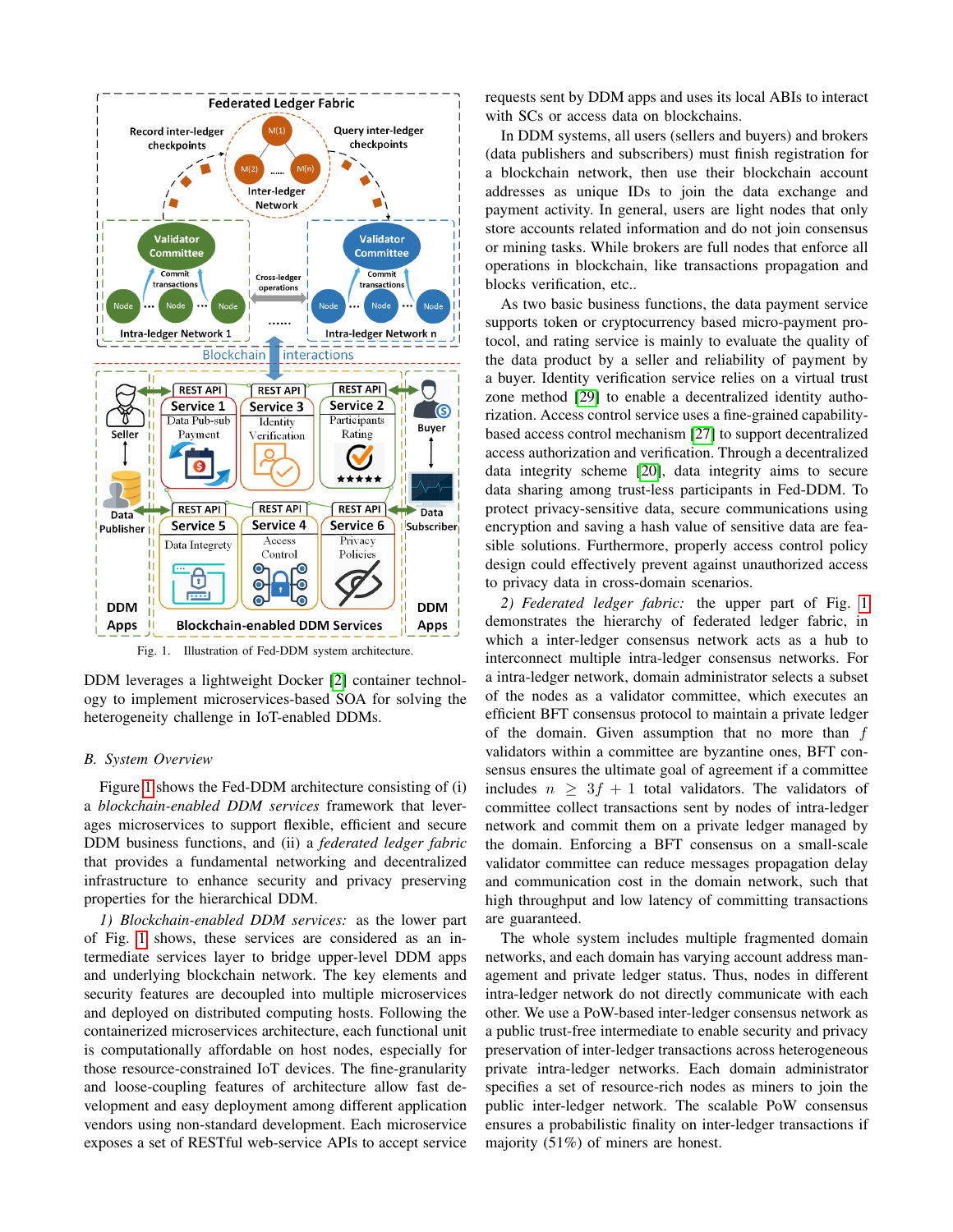Fig. 1. Illustration of Fed-DDM system architecture.

DDM leverages a lightweight Docker [2] container technology to implement microservices-based SOA for solving the heterogeneity challenge in IoT-enabled DDMs.

### B. System Overview

Figure 1 shows the Fed-DDM architecture consisting of (i) a *blockchain-enabled DDM services* framework that leverages microservices to support flexible, efficient and secure DDM business functions, and (ii) a *federated ledger fabric* that provides a fundamental networking and decentralized infrastructure to enhance security and privacy preserving properties for the hierarchical DDM.

*1) Blockchain-enabled DDM services:* as the lower part of Fig. 1 shows, these services are considered as an intermediate services layer to bridge upper-level DDM apps and underlying blockchain network. The key elements and security features are decoupled into multiple microservices and deployed on distributed computing hosts. Following the containerized microservices architecture, each functional unit is computationally affordable on host nodes, especially for those resource-constrained IoT devices. The fine-granularity and loose-coupling features of architecture allow fast development and easy deployment among different application vendors using non-standard development. Each microservice exposes a set of RESTful web-service APIs to accept service requests sent by DDM apps and uses its local ABIs to interact with SCs or access data on blockchains.

In DDM systems, all users (sellers and buyers) and brokers (data publishers and subscribers) must finish registration for a blockchain network, then use their blockchain account addresses as unique IDs to join the data exchange and payment activity. In general, users are light nodes that only store accounts related information and do not join consensus or mining tasks. While brokers are full nodes that enforce all operations in blockchain, like transactions propagation and blocks verification, etc..

As two basic business functions, the data payment service supports token or cryptocurrency based micro-payment protocol, and rating service is mainly to evaluate the quality of the data product by a seller and reliability of payment by a buyer. Identity verification service relies on a virtual trust zone method [29] to enable a decentralized identity authorization. Access control service uses a fine-grained capability-based access control mechanism [27] to support decentralized access authorization and verification. Through a decentralized data integrity scheme [20], data integrity aims to secure data sharing among trust-less participants in Fed-DDM. To protect privacy-sensitive data, secure communications using encryption and saving a hash value of sensitive data are feasible solutions. Furthermore, properly access control policy design could effectively prevent against unauthorized access to privacy data in cross-domain scenarios.

*2) Federated ledger fabric:* the upper part of Fig. 1 demonstrates the hierarchy of federated ledger fabric, in which a inter-ledger consensus network acts as a hub to interconnect multiple intra-ledger consensus networks. For a intra-ledger network, domain administrator selects a subset of the nodes as a validator committee, which executes an efficient BFT consensus protocol to maintain a private ledger of the domain. Given assumption that no more than $f$ validators within a committee are byzantine ones, BFT consensus ensures the ultimate goal of agreement if a committee includes $n \geq 3f + 1$ total validators. The validators of committee collect transactions sent by nodes of intra-ledger network and commit them on a private ledger managed by the domain. Enforcing a BFT consensus on a small-scale validator committee can reduce messages propagation delay and communication cost in the domain network, such that high throughput and low latency of committing transactions are guaranteed.

The whole system includes multiple fragmented domain networks, and each domain has varying account address management and private ledger status. Thus, nodes in different intra-ledger network do not directly communicate with each other. We use a PoW-based inter-ledger consensus network as a public trust-free intermediate to enable security and privacy preservation of inter-ledger transactions across heterogeneous private intra-ledger networks. Each domain administrator specifies a set of resource-rich nodes as miners to join the public inter-ledger network. The scalable PoW consensus ensures a probabilistic finality on inter-ledger transactions if majority (51%) of miners are honest.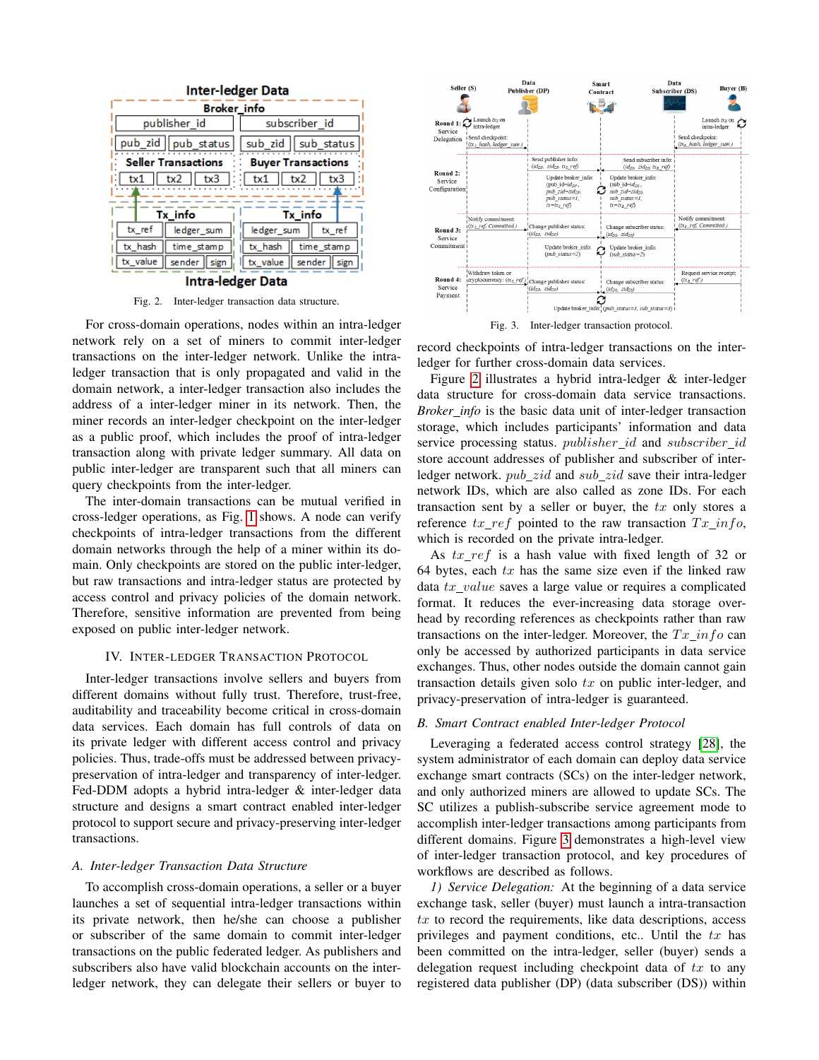Fig. 2. Inter-ledger transaction data structure.

For cross-domain operations, nodes within an intra-ledger network rely on a set of miners to commit inter-ledger transactions on the inter-ledger network. Unlike the intra-ledger transaction that is only propagated and valid in the domain network, a inter-ledger transaction also includes the address of a inter-ledger miner in its network. Then, the miner records an inter-ledger checkpoint on the inter-ledger as a public proof, which includes the proof of intra-ledger transaction along with private ledger summary. All data on public inter-ledger are transparent such that all miners can query checkpoints from the inter-ledger.

The inter-domain transactions can be mutual verified in cross-ledger operations, as Fig. 1 shows. A node can verify checkpoints of intra-ledger transactions from the different domain networks through the help of a miner within its domain. Only checkpoints are stored on the public inter-ledger, but raw transactions and intra-ledger status are protected by access control and privacy policies of the domain network. Therefore, sensitive information are prevented from being exposed on public inter-ledger network.

## IV. Inter-ledger Transaction Protocol

Inter-ledger transactions involve sellers and buyers from different domains without fully trust. Therefore, trust-free, auditability and traceability become critical in cross-domain data services. Each domain has full controls of data on its private ledger with different access control and privacy policies. Thus, trade-offs must be addressed between privacy-preservation of intra-ledger and transparency of inter-ledger. Fed-DDM adopts a hybrid intra-ledger & inter-ledger data structure and designs a smart contract enabled inter-ledger protocol to support secure and privacy-preserving inter-ledger transactions.

### A. Inter-ledger Transaction Data Structure

To accomplish cross-domain operations, a seller or a buyer launches a set of sequential intra-ledger transactions within its private network, then he/she can choose a publisher or subscriber of the same domain to commit inter-ledger transactions on the public federated ledger. As publishers and subscribers also have valid blockchain accounts on the inter-ledger network, they can delegate their sellers or buyer to record checkpoints of intra-ledger transactions on the inter-ledger for further cross-domain data services.

Fig. 3. Inter-ledger transaction protocol.

Figure 2 illustrates a hybrid intra-ledger & inter-ledger data structure for cross-domain data service transactions. *Broker_info* is the basic data unit of inter-ledger transaction storage, which includes participants' information and data service processing status. $publisher\_id$ and $subscriber\_id$ store account addresses of publisher and subscriber of inter-ledger network. $pub\_zid$ and $sub\_zid$ save their intra-ledger network IDs, which are also called as zone IDs. For each transaction sent by a seller or buyer, the $tx$ only stores a reference $tx\_ref$ pointed to the raw transaction $Tx\_info$, which is recorded on the private intra-ledger.

As $tx\_ref$ is a hash value with fixed length of 32 or 64 bytes, each $tx$ has the same size even if the linked raw data $tx\_value$ saves a large value or requires a complicated format. It reduces the ever-increasing data storage overhead by recording references as checkpoints rather than raw transactions on the inter-ledger. Moreover, the $Tx\_info$ can only be accessed by authorized participants in data service exchanges. Thus, other nodes outside the domain cannot gain transaction details given solo $tx$ on public inter-ledger, and privacy-preservation of intra-ledger is guaranteed.

### B. Smart Contract enabled Inter-ledger Protocol

Leveraging a federated access control strategy [28], the system administrator of each domain can deploy data service exchange smart contracts (SCs) on the inter-ledger network, and only authorized miners are allowed to update SCs. The SC utilizes a publish-subscribe service agreement mode to accomplish inter-ledger transactions among participants from different domains. Figure 3 demonstrates a high-level view of inter-ledger transaction protocol, and key procedures of workflows are described as follows.

*1) Service Delegation:* At the beginning of a data service exchange task, seller (buyer) must launch a intra-transaction $tx$ to record the requirements, like data descriptions, access privileges and payment conditions, etc.. Until the $tx$ has been committed on the intra-ledger, seller (buyer) sends a delegation request including checkpoint data of $tx$ to any registered data publisher (DP) (data subscriber (DS)) within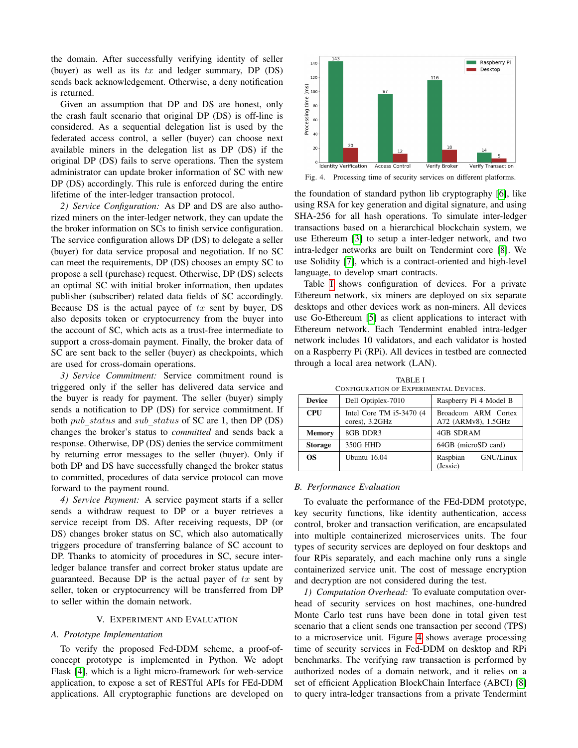the domain. After successfully verifying identity of seller (buyer) as well as its $tx$ and ledger summary, DP (DS) sends back acknowledgement. Otherwise, a deny notification is returned.

Given an assumption that DP and DS are honest, only the crash fault scenario that original DP (DS) is off-line is considered. As a sequential delegation list is used by the federated access control, a seller (buyer) can choose next available miners in the delegation list as DP (DS) if the original DP (DS) fails to serve operations. Then the system administrator can update broker information of SC with new DP (DS) accordingly. This rule is enforced during the entire lifetime of the inter-ledger transaction protocol.

*2) Service Configuration:* As DP and DS are also authorized miners on the inter-ledger network, they can update the the broker information on SCs to finish service configuration. The service configuration allows DP (DS) to delegate a seller (buyer) for data service proposal and negotiation. If no SC can meet the requirements, DP (DS) chooses an empty SC to propose a sell (purchase) request. Otherwise, DP (DS) selects an optimal SC with initial broker information, then updates publisher (subscriber) related data fields of SC accordingly. Because DS is the actual payee of $tx$ sent by buyer, DS also deposits token or cryptocurrency from the buyer into the account of SC, which acts as a trust-free intermediate to support a cross-domain payment. Finally, the broker data of SC are sent back to the seller (buyer) as checkpoints, which are used for cross-domain operations.

*3) Service Commitment:* Service commitment round is triggered only if the seller has delivered data service and the buyer is ready for payment. The seller (buyer) simply sends a notification to DP (DS) for service commitment. If both $pub\_status$ and $sub\_status$ of SC are 1, then DP (DS) changes the broker's status to *committed* and sends back a response. Otherwise, DP (DS) denies the service commitment by returning error messages to the seller (buyer). Only if both DP and DS have successfully changed the broker status to committed, procedures of data service protocol can move forward to the payment round.

*4) Service Payment:* A service payment starts if a seller sends a withdraw request to DP or a buyer retrieves a service receipt from DS. After receiving requests, DP (or DS) changes broker status on SC, which also automatically triggers procedure of transferring balance of SC account to DP. Thanks to atomicity of procedures in SC, secure inter-ledger balance transfer and correct broker status update are guaranteed. Because DP is the actual payer of $tx$ sent by seller, token or cryptocurrency will be transferred from DP to seller within the domain network.

## V. Experiment and Evaluation

### A. Prototype Implementation

To verify the proposed Fed-DDM scheme, a proof-of-concept prototype is implemented in Python. We adopt Flask [4], which is a light micro-framework for web-service application, to expose a set of RESTful APIs for FEd-DDM applications. All cryptographic functions are developed on the foundation of standard python lib cryptography [6], like using RSA for key generation and digital signature, and using SHA-256 for all hash operations. To simulate inter-ledger transactions based on a hierarchical blockchain system, we use Ethereum [3] to setup a inter-ledger network, and two intra-ledger networks are built on Tendermint core [8]. We use Solidity [7], which is a contract-oriented and high-level language, to develop smart contracts.

Fig. 4. Processing time of security services on different platforms.

Table I shows configuration of devices. For a private Ethereum network, six miners are deployed on six separate desktops and other devices work as non-miners. All devices use Go-Ethereum [5] as client applications to interact with Ethereum network. Each Tendermint enabled intra-ledger network includes 10 validators, and each validator is hosted on a Raspberry Pi (RPi). All devices in testbed are connected through a local area network (LAN).

TABLE I
Configuration of Experimental Devices.

| Device | Dell Optiplex-7010 | Raspberry Pi 4 Model B |
|---|---|---|
| CPU | Intel Core TM i5-3470 (4 cores), 3.2GHz | Broadcom ARM Cortex A72 (ARMv8), 1.5GHz |
| Memory | 8GB DDR3 | 4GB SDRAM |
| Storage | 350G HHD | 64GB (microSD card) |
| OS | Ubuntu 16.04 | Raspbian GNU/Linux (Jessie) |

### B. Performance Evaluation

To evaluate the performance of the FEd-DDM prototype, key security functions, like identity authentication, access control, broker and transaction verification, are encapsulated into multiple containerized microservices units. The four types of security services are deployed on four desktops and four RPis separately, and each machine only runs a single containerized service unit. The cost of message encryption and decryption are not considered during the test.

*1) Computation Overhead:* To evaluate computation overhead of security services on host machines, one-hundred Monte Carlo test runs have been done in total given test scenario that a client sends one transaction per second (TPS) to a microservice unit. Figure 4 shows average processing time of security services in Fed-DDM on desktop and RPi benchmarks. The verifying raw transaction is performed by authorized nodes of a domain network, and it relies on a set of efficient Application BlockChain Interface (ABCI) [8] to query intra-ledger transactions from a private Tendermint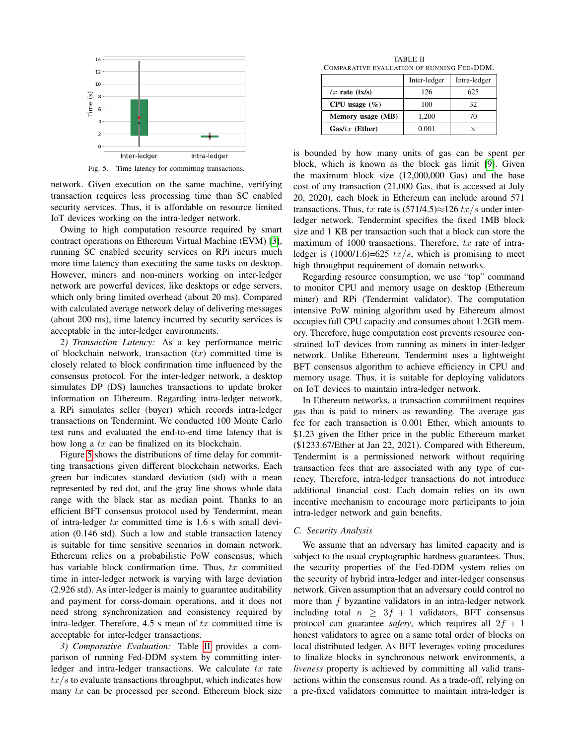Fig. 5. Time latency for committing transactions.

network. Given execution on the same machine, verifying transaction requires less processing time than SC enabled security services. Thus, it is affordable on resource limited IoT devices working on the intra-ledger network.

Owing to high computation resource required by smart contract operations on Ethereum Virtual Machine (EVM) [3], running SC enabled security services on RPi incurs much more time latency than executing the same tasks on desktop. However, miners and non-miners working on inter-ledger network are powerful devices, like desktops or edge servers, which only bring limited overhead (about 20 ms). Compared with calculated average network delay of delivering messages (about 200 ms), time latency incurred by security services is acceptable in the inter-ledger environments.

*2) Transaction Latency:* As a key performance metric of blockchain network, transaction ($tx$) committed time is closely related to block confirmation time influenced by the consensus protocol. For the inter-ledger network, a desktop simulates DP (DS) launches transactions to update broker information on Ethereum. Regarding intra-ledger network, a RPi simulates seller (buyer) which records intra-ledger transactions on Tendermint. We conducted 100 Monte Carlo test runs and evaluated the end-to-end time latency that is how long a $tx$ can be finalized on its blockchain.

Figure 5 shows the distributions of time delay for committing transactions given different blockchain networks. Each green bar indicates standard deviation (std) with a mean represented by red dot, and the gray line shows whole data range with the black star as median point. Thanks to an efficient BFT consensus protocol used by Tendermint, mean of intra-ledger $tx$ committed time is 1.6 s with small deviation (0.146 std). Such a low and stable transaction latency is suitable for time sensitive scenarios in domain network. Ethereum relies on a probabilistic PoW consensus, which has variable block confirmation time. Thus, $tx$ committed time in inter-ledger network is varying with large deviation (2.926 std). As inter-ledger is mainly to guarantee auditability and payment for corss-domain operations, and it does not need strong synchronization and consistency required by intra-ledger. Therefore, 4.5 s mean of $tx$ committed time is acceptable for inter-ledger transactions.

*3) Comparative Evaluation:* Table II provides a comparison of running Fed-DDM system by committing inter-ledger and intra-ledger transactions. We calculate $tx$ rate $tx/s$ to evaluate transactions throughput, which indicates how many $tx$ can be processed per second. Ethereum block size is bounded by how many units of gas can be spent per block, which is known as the block gas limit [9]. Given the maximum block size (12,000,000 Gas) and the base cost of any transaction (21,000 Gas, that is accessed at July 20, 2020), each block in Ethereum can include around 571 transactions. Thus, $tx$ rate is (571/4.5)≈126 $tx/s$ under inter-ledger network. Tendermint specifies the fixed 1MB block size and 1 KB per transaction such that a block can store the maximum of 1000 transactions. Therefore, $tx$ rate of intra-ledger is (1000/1.6)=625 $tx/s$, which is promising to meet high throughput requirement of domain networks.

TABLE II
COMPARATIVE EVALUATION OF RUNNING FED-DDM.

| | Inter-ledger | Intra-ledger |
|---|---|---|
| **$tx$ rate (tx/s)** | 126 | 625 |
| **CPU usage (%)** | 100 | 32 |
| **Memory usage (MB)** | 1,200 | 70 |
| **Gas/$tx$ (Ether)** | 0.001 | × |

Regarding resource consumption, we use "top" command to monitor CPU and memory usage on desktop (Ethereum miner) and RPi (Tendermint validator). The computation intensive PoW mining algorithm used by Ethereum almost occupies full CPU capacity and consumes about 1.2GB memory. Therefore, huge computation cost prevents resource constrained IoT devices from running as miners in inter-ledger network. Unlike Ethereum, Tendermint uses a lightweight BFT consensus algorithm to achieve efficiency in CPU and memory usage. Thus, it is suitable for deploying validators on IoT devices to maintain intra-ledger network.

In Ethereum networks, a transaction commitment requires gas that is paid to miners as rewarding. The average gas fee for each transaction is 0.001 Ether, which amounts to \$1.23 given the Ether price in the public Ethereum market (\$1233.67/Ether at Jan 22, 2021). Compared with Ethereum, Tendermint is a permissioned network without requiring transaction fees that are associated with any type of currency. Therefore, intra-ledger transactions do not introduce additional financial cost. Each domain relies on its own incentive mechanism to encourage more participants to join intra-ledger network and gain benefits.

### C. Security Analysis

We assume that an adversary has limited capacity and is subject to the usual cryptographic hardness guarantees. Thus, the security properties of the Fed-DDM system relies on the security of hybrid intra-ledger and inter-ledger consensus network. Given assumption that an adversary could control no more than $f$ byzantine validators in an intra-ledger network including total $n \geq 3f + 1$ validators, BFT consensus protocol can guarantee *safety*, which requires all $2f + 1$ honest validators to agree on a same total order of blocks on local distributed ledger. As BFT leverages voting procedures to finalize blocks in synchronous network environments, a *liveness* property is achieved by committing all valid transactions within the consensus round. As a trade-off, relying on a pre-fixed validators committee to maintain intra-ledger is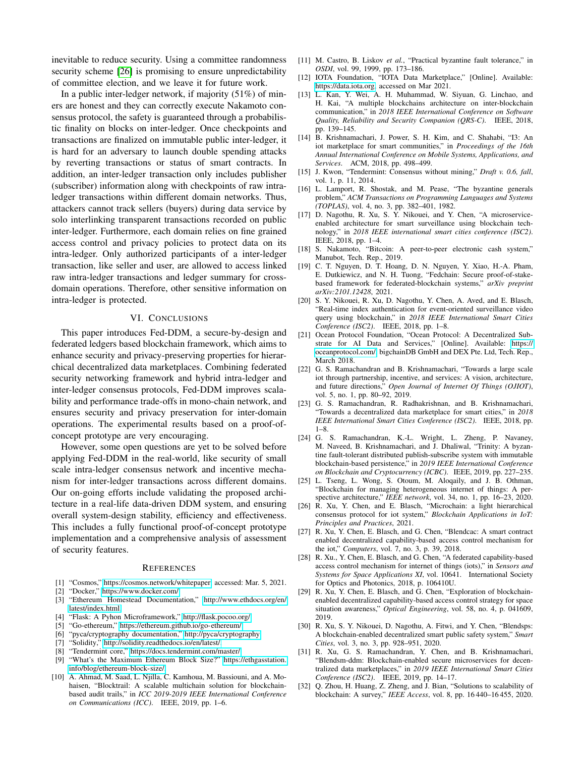inevitable to reduce security. Using a committee randomness security scheme [26] is promising to ensure unpredictability of committee election, and we leave it for future work.

In a public inter-ledger network, if majority (51%) of miners are honest and they can correctly execute Nakamoto consensus protocol, the safety is guaranteed through a probabilistic finality on blocks on inter-ledger. Once checkpoints and transactions are finalized on immutable public inter-ledger, it is hard for an adversary to launch double spending attacks by reverting transactions or status of smart contracts. In addition, an inter-ledger transaction only includes publisher (subscriber) information along with checkpoints of raw intra-ledger transactions within different domain networks. Thus, attackers cannot track sellers (buyers) during data service by solo interlinking transparent transactions recorded on public inter-ledger. Furthermore, each domain relies on fine grained access control and privacy policies to protect data on its intra-ledger. Only authorized participants of a inter-ledger transaction, like seller and user, are allowed to access linked raw intra-ledger transactions and ledger summary for cross-domain operations. Therefore, other sensitive information on intra-ledger is protected.

## VI. Conclusions

This paper introduces Fed-DDM, a secure-by-design and federated ledgers based blockchain framework, which aims to enhance security and privacy-preserving properties for hierarchical decentralized data marketplaces. Combining federated security networking framework and hybrid intra-ledger and inter-ledger consensus protocols, Fed-DDM improves scalability and performance trade-offs in mono-chain network, and ensures security and privacy preservation for inter-domain operations. The experimental results based on a proof-of-concept prototype are very encouraging.

However, some open questions are yet to be solved before applying Fed-DDM in the real-world, like security of small scale intra-ledger consensus network and incentive mechanism for inter-ledger transactions across different domains. Our on-going efforts include validating the proposed architecture in a real-life data-driven DDM system, and ensuring overall system-design stability, efficiency and effectiveness. This includes a fully functional proof-of-concept prototype implementation and a comprehensive analysis of assessment of security features.

## References

[1] "Cosmos," https://cosmos.network/whitepaper, accessed: Mar. 5, 2021.

[2] "Docker," https://www.docker.com/.

[3] "Ethereum Homestead Documentation," http://www.ethdocs.org/en/latest/index.html.

[4] "Flask: A Pyhon Microframework," http://flask.pocoo.org/.

[5] "Go-ethereum," https://ethereum.github.io/go-ethereum/.

[6] "pyca/cryptography documentation," http://pyca/cryptography.

[7] "Solidity," http://solidity.readthedocs.io/en/latest/.

[8] "Tendermint core," https://docs.tendermint.com/master/.

[9] "What's the Maximum Ethereum Block Size?" https://ethgasstation.info/blog/ethereum-block-size/.

[10] A. Ahmad, M. Saad, L. Njilla, C. Kamhoua, M. Bassiouni, and A. Mohaisen, "Blocktrail: A scalable multichain solution for blockchain-based audit trails," in *ICC 2019-2019 IEEE International Conference on Communications (ICC)*. IEEE, 2019, pp. 1–6.

[11] M. Castro, B. Liskov *et al.*, "Practical byzantine fault tolerance," in *OSDI*, vol. 99, 1999, pp. 173–186.

[12] IOTA Foundation, "IOTA Data Marketplace," [Online]. Available: https://data.iota.org, accessed on Mar 2021.

[13] L. Kan, Y. Wei, A. H. Muhammad, W. Siyuan, G. Linchao, and H. Kai, "A multiple blockchains architecture on inter-blockchain communication," in *2018 IEEE International Conference on Software Quality, Reliability and Security Companion (QRS-C)*. IEEE, 2018, pp. 139–145.

[14] B. Krishnamachari, J. Power, S. H. Kim, and C. Shahabi, "I3: An iot marketplace for smart communities," in *Proceedings of the 16th Annual International Conference on Mobile Systems, Applications, and Services*. ACM, 2018, pp. 498–499.

[15] J. Kwon, "Tendermint: Consensus without mining," *Draft v. 0.6, fall*, vol. 1, p. 11, 2014.

[16] L. Lamport, R. Shostak, and M. Pease, "The byzantine generals problem," *ACM Transactions on Programming Languages and Systems (TOPLAS)*, vol. 4, no. 3, pp. 382–401, 1982.

[17] D. Nagothu, R. Xu, S. Y. Nikouei, and Y. Chen, "A microservice-enabled architecture for smart surveillance using blockchain technology," in *2018 IEEE international smart cities conference (ISC2)*. IEEE, 2018, pp. 1–4.

[18] S. Nakamoto, "Bitcoin: A peer-to-peer electronic cash system," Manubot, Tech. Rep., 2019.

[19] C. T. Nguyen, D. T. Hoang, D. N. Nguyen, Y. Xiao, H.-A. Pham, E. Dutkiewicz, and N. H. Tuong, "Fedchain: Secure proof-of-stake-based framework for federated-blockchain systems," *arXiv preprint arXiv:2101.12428*, 2021.

[20] S. Y. Nikouei, R. Xu, D. Nagothu, Y. Chen, A. Aved, and E. Blasch, "Real-time index authentication for event-oriented surveillance video query using blockchain," in *2018 IEEE International Smart Cities Conference (ISC2)*. IEEE, 2018, pp. 1–8.

[21] Ocean Protocol Foundation, "Ocean Protocol: A Decentralized Substrate for AI Data and Services," [Online]. Available: https://oceanprotocol.com/, bigchainDB GmbH and DEX Pte. Ltd, Tech. Rep., March 2018.

[22] G. S. Ramachandran and B. Krishnamachari, "Towards a large scale iot through partnership, incentive, and services: A vision, architecture, and future directions," *Open Journal of Internet Of Things (OJIOT)*, vol. 5, no. 1, pp. 80–92, 2019.

[23] G. S. Ramachandran, R. Radhakrishnan, and B. Krishnamachari, "Towards a decentralized data marketplace for smart cities," in *2018 IEEE International Smart Cities Conference (ISC2)*. IEEE, 2018, pp. 1–8.

[24] G. S. Ramachandran, K.-L. Wright, L. Zheng, P. Navaney, M. Naveed, B. Krishnamachari, and J. Dhaliwal, "Trinity: A byzantine fault-tolerant distributed publish-subscribe system with immutable blockchain-based persistence," in *2019 IEEE International Conference on Blockchain and Cryptocurrency (ICBC)*. IEEE, 2019, pp. 227–235.

[25] L. Tseng, L. Wong, S. Otoum, M. Aloqaily, and J. B. Othman, "Blockchain for managing heterogeneous internet of things: A perspective architecture," *IEEE network*, vol. 34, no. 1, pp. 16–23, 2020.

[26] R. Xu, Y. Chen, and E. Blasch, "Microchain: a light hierarchical consensus protocol for iot system," *Blockchain Applications in IoT: Principles and Practices*, 2021.

[27] R. Xu, Y. Chen, E. Blasch, and G. Chen, "Blendcac: A smart contract enabled decentralized capability-based access control mechanism for the iot," *Computers*, vol. 7, no. 3, p. 39, 2018.

[28] R. Xu., Y. Chen, E. Blasch, and G. Chen, "A federated capability-based access control mechanism for internet of things (iots)," in *Sensors and Systems for Space Applications XI*, vol. 10641. International Society for Optics and Photonics, 2018, p. 106410U.

[29] R. Xu, Y. Chen, E. Blasch, and G. Chen, "Exploration of blockchain-enabled decentralized capability-based access control strategy for space situation awareness," *Optical Engineering*, vol. 58, no. 4, p. 041609, 2019.

[30] R. Xu, S. Y. Nikouei, D. Nagothu, A. Fitwi, and Y. Chen, "Blendsps: A blockchain-enabled decentralized smart public safety system," *Smart Cities*, vol. 3, no. 3, pp. 928–951, 2020.

[31] R. Xu, G. S. Ramachandran, Y. Chen, and B. Krishnamachari, "Blendsm-ddm: Blockchain-enabled secure microservices for decentralized data marketplaces," in *2019 IEEE International Smart Cities Conference (ISC2)*. IEEE, 2019, pp. 14–17.

[32] Q. Zhou, H. Huang, Z. Zheng, and J. Bian, "Solutions to scalability of blockchain: A survey," *IEEE Access*, vol. 8, pp. 16 440–16 455, 2020.